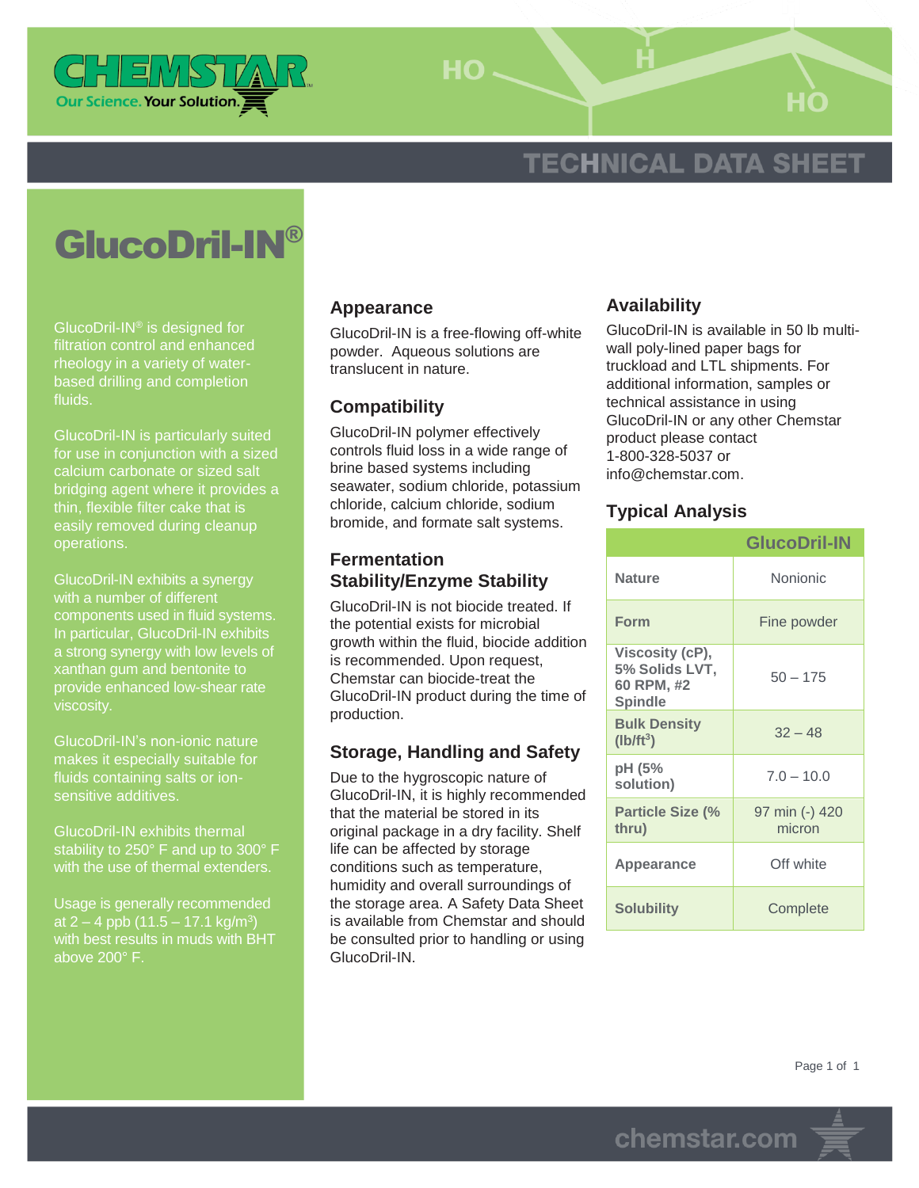CHEMSTAR

Our Science. Your Solution.

# TECHNICAL DATA SHEET

# GlucoDril-IN®

GlucoDril-IN® is designed for filtration control and enhanced rheology in a variety of water-based drilling and completion fluids.

GlucoDril-IN is particularly suited for use in conjunction with a sized calcium carbonate or sized salt bridging agent where it provides a thin, flexible filter cake that is easily removed during cleanup operations.

GlucoDril-IN exhibits a synergy with a number of different components used in fluid systems. In particular, GlucoDril-IN exhibits a strong synergy with low levels of xanthan gum and bentonite to provide enhanced low-shear rate viscosity.

GlucoDril-IN's non-ionic nature makes it especially suitable for fluids containing salts or ion-sensitive additives.

GlucoDril-IN exhibits thermal stability to 250° F and up to 300° F with the use of thermal extenders.

Usage is generally recommended at 2 – 4 ppb (11.5 – 17.1 kg/$m^3$) with best results in muds with BHT above 200° F.

## Appearance

GlucoDril-IN is a free-flowing off-white powder. Aqueous solutions are translucent in nature.

## Compatibility

GlucoDril-IN polymer effectively controls fluid loss in a wide range of brine based systems including seawater, sodium chloride, potassium chloride, calcium chloride, sodium bromide, and formate salt systems.

## Fermentation Stability/Enzyme Stability

GlucoDril-IN is not biocide treated. If the potential exists for microbial growth within the fluid, biocide addition is recommended. Upon request, Chemstar can biocide-treat the GlucoDril-IN product during the time of production.

## Storage, Handling and Safety

Due to the hygroscopic nature of GlucoDril-IN, it is highly recommended that the material be stored in its original package in a dry facility. Shelf life can be affected by storage conditions such as temperature, humidity and overall surroundings of the storage area. A Safety Data Sheet is available from Chemstar and should be consulted prior to handling or using GlucoDril-IN.

## Availability

GlucoDril-IN is available in 50 lb multi-wall poly-lined paper bags for truckload and LTL shipments. For additional information, samples or technical assistance in using GlucoDril-IN or any other Chemstar product please contact 1-800-328-5037 or info@chemstar.com.

## Typical Analysis

| | GlucoDril-IN |
|---|---|
| Nature | Nonionic |
| Form | Fine powder |
| Viscosity (cP), 5% Solids LVT, 60 RPM, #2 Spindle | 50 – 175 |
| Bulk Density (lb/$ft^3$) | 32 – 48 |
| pH (5% solution) | 7.0 – 10.0 |
| Particle Size (% thru) | 97 min (-) 420 micron |
| Appearance | Off white |
| Solubility | Complete |

chemstar.com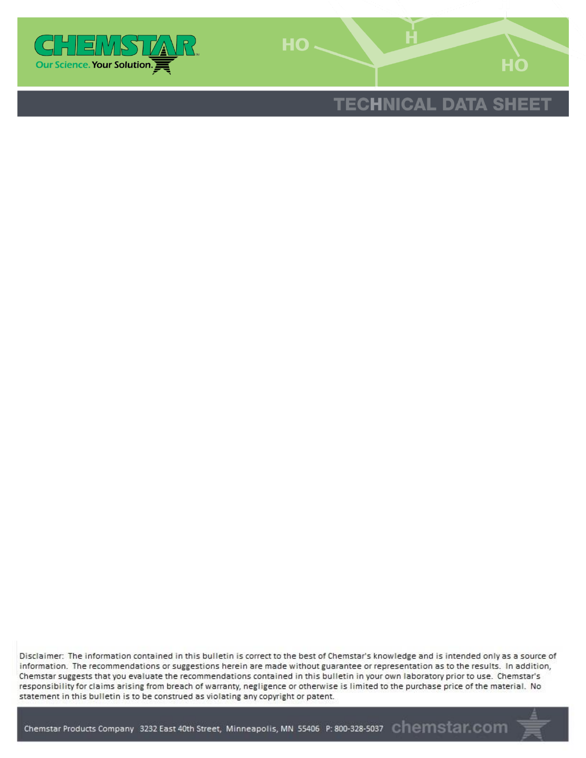Disclaimer: The information contained in this bulletin is correct to the best of Chemstar's knowledge and is intended only as a source of information. The recommendations or suggestions herein are made without guarantee or representation as to the results. In addition, Chemstar suggests that you evaluate the recommendations contained in this bulletin in your own laboratory prior to use. Chemstar's responsibility for claims arising from breach of warranty, negligence or otherwise is limited to the purchase price of the material. No statement in this bulletin is to be construed as violating any copyright or patent.